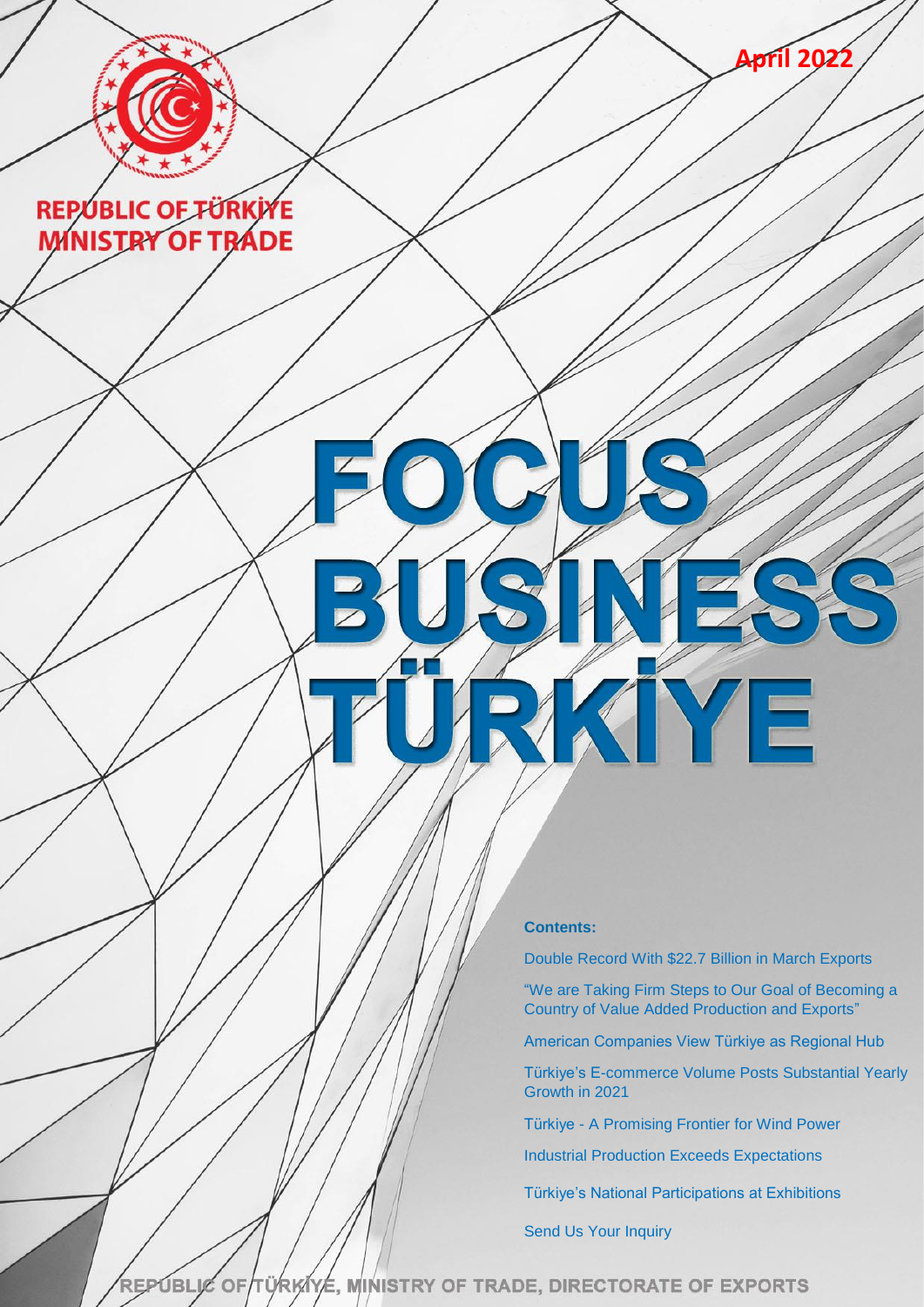REPUBLIC OF TÜRKİYE
MINISTRY OF TRADE

April 2022

# FOCUS BUSINESS TÜRKİYE

**Contents:**

Double Record With $22.7 Billion in March Exports

"We are Taking Firm Steps to Our Goal of Becoming a Country of Value Added Production and Exports"

American Companies View Türkiye as Regional Hub

Türkiye's E-commerce Volume Posts Substantial Yearly Growth in 2021

Türkiye - A Promising Frontier for Wind Power

Industrial Production Exceeds Expectations

Türkiye's National Participations at Exhibitions

Send Us Your Inquiry

REPUBLIC OF TÜRKİYE, MINISTRY OF TRADE, DIRECTORATE OF EXPORTS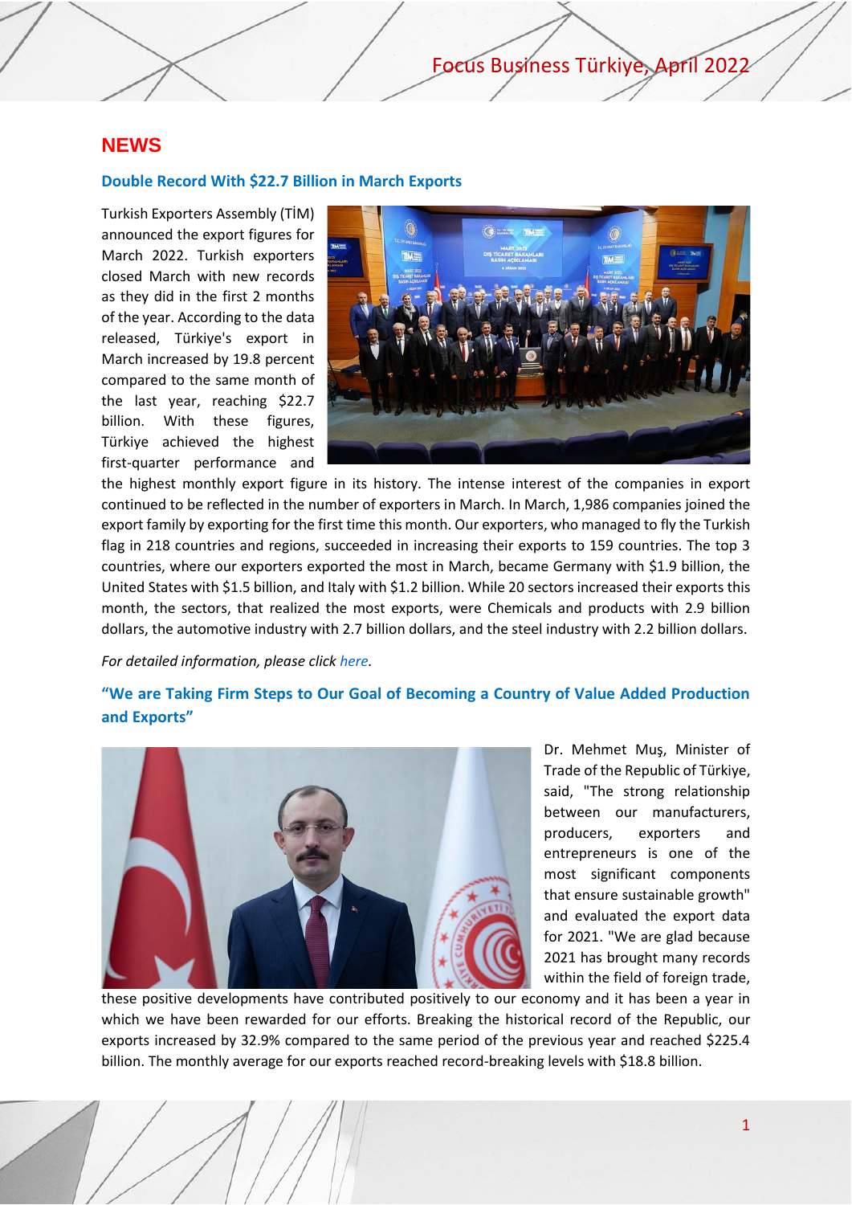## NEWS

### Double Record With $22.7 Billion in March Exports

Turkish Exporters Assembly (TİM) announced the export figures for March 2022. Turkish exporters closed March with new records as they did in the first 2 months of the year. According to the data released, Türkiye's export in March increased by 19.8 percent compared to the same month of the last year, reaching $22.7 billion. With these figures, Türkiye achieved the highest first-quarter performance and the highest monthly export figure in its history. The intense interest of the companies in export continued to be reflected in the number of exporters in March. In March, 1,986 companies joined the export family by exporting for the first time this month. Our exporters, who managed to fly the Turkish flag in 218 countries and regions, succeeded in increasing their exports to 159 countries. The top 3 countries, where our exporters exported the most in March, became Germany with $1.9 billion, the United States with $1.5 billion, and Italy with $1.2 billion. While 20 sectors increased their exports this month, the sectors, that realized the most exports, were Chemicals and products with 2.9 billion dollars, the automotive industry with 2.7 billion dollars, and the steel industry with 2.2 billion dollars.

*For detailed information, please click here.*

### "We are Taking Firm Steps to Our Goal of Becoming a Country of Value Added Production and Exports"

Dr. Mehmet Muş, Minister of Trade of the Republic of Türkiye, said, "The strong relationship between our manufacturers, producers, exporters and entrepreneurs is one of the most significant components that ensure sustainable growth" and evaluated the export data for 2021. "We are glad because 2021 has brought many records within the field of foreign trade, these positive developments have contributed positively to our economy and it has been a year in which we have been rewarded for our efforts. Breaking the historical record of the Republic, our exports increased by 32.9% compared to the same period of the previous year and reached $225.4 billion. The monthly average for our exports reached record-breaking levels with $18.8 billion.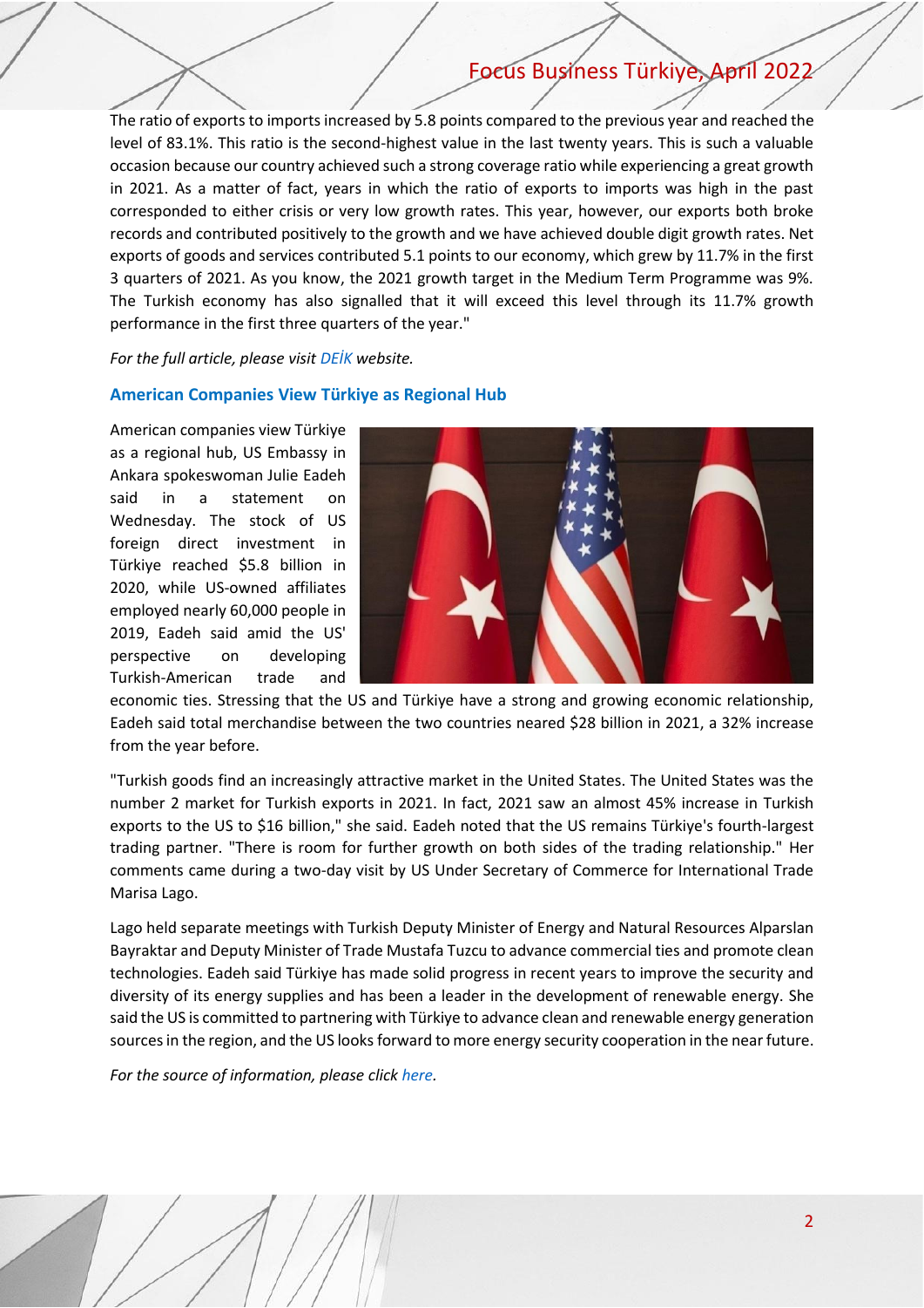The ratio of exports to imports increased by 5.8 points compared to the previous year and reached the level of 83.1%. This ratio is the second-highest value in the last twenty years. This is such a valuable occasion because our country achieved such a strong coverage ratio while experiencing a great growth in 2021. As a matter of fact, years in which the ratio of exports to imports was high in the past corresponded to either crisis or very low growth rates. This year, however, our exports both broke records and contributed positively to the growth and we have achieved double digit growth rates. Net exports of goods and services contributed 5.1 points to our economy, which grew by 11.7% in the first 3 quarters of 2021. As you know, the 2021 growth target in the Medium Term Programme was 9%. The Turkish economy has also signalled that it will exceed this level through its 11.7% growth performance in the first three quarters of the year."

*For the full article, please visit DEİK website.*

### American Companies View Türkiye as Regional Hub

American companies view Türkiye as a regional hub, US Embassy in Ankara spokeswoman Julie Eadeh said in a statement on Wednesday. The stock of US foreign direct investment in Türkiye reached $5.8 billion in 2020, while US-owned affiliates employed nearly 60,000 people in 2019, Eadeh said amid the US' perspective on developing Turkish-American trade and economic ties. Stressing that the US and Türkiye have a strong and growing economic relationship, Eadeh said total merchandise between the two countries neared $28 billion in 2021, a 32% increase from the year before.

"Turkish goods find an increasingly attractive market in the United States. The United States was the number 2 market for Turkish exports in 2021. In fact, 2021 saw an almost 45% increase in Turkish exports to the US to $16 billion," she said. Eadeh noted that the US remains Türkiye's fourth-largest trading partner. "There is room for further growth on both sides of the trading relationship." Her comments came during a two-day visit by US Under Secretary of Commerce for International Trade Marisa Lago.

Lago held separate meetings with Turkish Deputy Minister of Energy and Natural Resources Alparslan Bayraktar and Deputy Minister of Trade Mustafa Tuzcu to advance commercial ties and promote clean technologies. Eadeh said Türkiye has made solid progress in recent years to improve the security and diversity of its energy supplies and has been a leader in the development of renewable energy. She said the US is committed to partnering with Türkiye to advance clean and renewable energy generation sources in the region, and the US looks forward to more energy security cooperation in the near future.

*For the source of information, please click here.*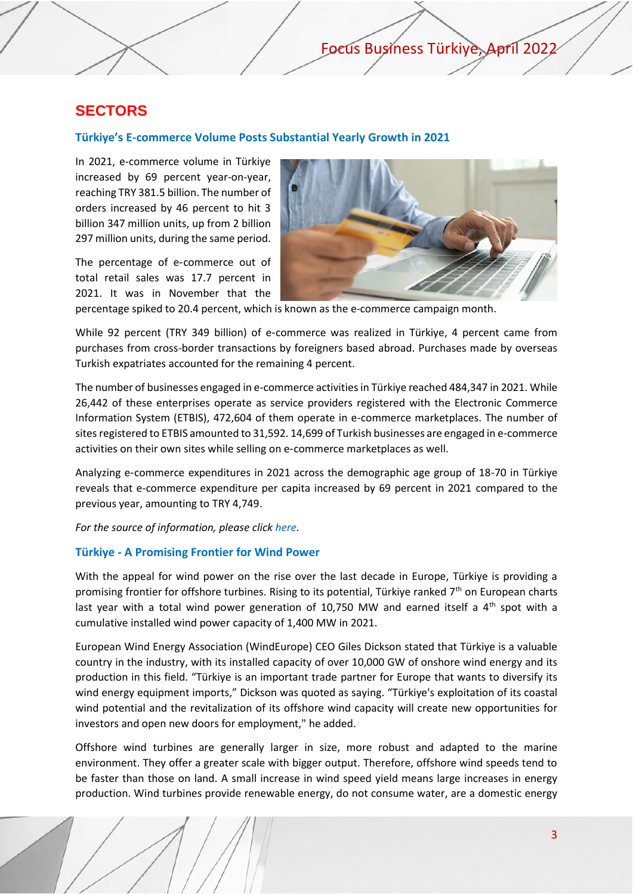## SECTORS

### Türkiye's E-commerce Volume Posts Substantial Yearly Growth in 2021

In 2021, e-commerce volume in Türkiye increased by 69 percent year-on-year, reaching TRY 381.5 billion. The number of orders increased by 46 percent to hit 3 billion 347 million units, up from 2 billion 297 million units, during the same period.

The percentage of e-commerce out of total retail sales was 17.7 percent in 2021. It was in November that the percentage spiked to 20.4 percent, which is known as the e-commerce campaign month.

While 92 percent (TRY 349 billion) of e-commerce was realized in Türkiye, 4 percent came from purchases from cross-border transactions by foreigners based abroad. Purchases made by overseas Turkish expatriates accounted for the remaining 4 percent.

The number of businesses engaged in e-commerce activities in Türkiye reached 484,347 in 2021. While 26,442 of these enterprises operate as service providers registered with the Electronic Commerce Information System (ETBIS), 472,604 of them operate in e-commerce marketplaces. The number of sites registered to ETBIS amounted to 31,592. 14,699 of Turkish businesses are engaged in e-commerce activities on their own sites while selling on e-commerce marketplaces as well.

Analyzing e-commerce expenditures in 2021 across the demographic age group of 18-70 in Türkiye reveals that e-commerce expenditure per capita increased by 69 percent in 2021 compared to the previous year, amounting to TRY 4,749.

*For the source of information, please click here.*

### Türkiye - A Promising Frontier for Wind Power

With the appeal for wind power on the rise over the last decade in Europe, Türkiye is providing a promising frontier for offshore turbines. Rising to its potential, Türkiye ranked 7th on European charts last year with a total wind power generation of 10,750 MW and earned itself a 4th spot with a cumulative installed wind power capacity of 1,400 MW in 2021.

European Wind Energy Association (WindEurope) CEO Giles Dickson stated that Türkiye is a valuable country in the industry, with its installed capacity of over 10,000 GW of onshore wind energy and its production in this field. "Türkiye is an important trade partner for Europe that wants to diversify its wind energy equipment imports," Dickson was quoted as saying. "Türkiye's exploitation of its coastal wind potential and the revitalization of its offshore wind capacity will create new opportunities for investors and open new doors for employment," he added.

Offshore wind turbines are generally larger in size, more robust and adapted to the marine environment. They offer a greater scale with bigger output. Therefore, offshore wind speeds tend to be faster than those on land. A small increase in wind speed yield means large increases in energy production. Wind turbines provide renewable energy, do not consume water, are a domestic energy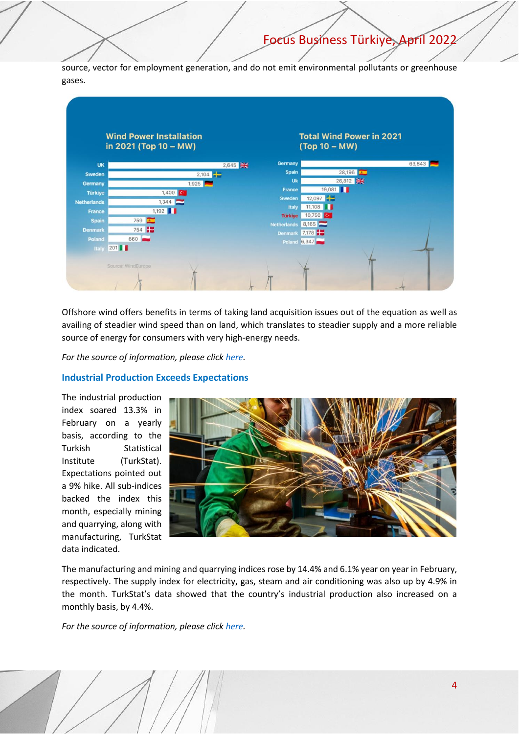source, vector for employment generation, and do not emit environmental pollutants or greenhouse gases.

| Wind Power Installation in 2021 (Top 10 – MW) | |
|---|---|
| UK | 2,645 |
| Sweden | 2,104 |
| Germany | 1,925 |
| Türkiye | 1,400 |
| Netherlands | 1,344 |
| France | 1,192 |
| Spain | 759 |
| Denmark | 754 |
| Poland | 660 |
| Italy | 201 |

| Total Wind Power in 2021 (Top 10 – MW) | |
|---|---|
| Germany | 63,843 |
| Spain | 28,196 |
| Uk | 26,812 |
| France | 19,081 |
| Sweden | 12,097 |
| Italy | 11,108 |
| Türkiye | 10,750 |
| Netherlands | 8,165 |
| Denmark | 7,178 |
| Poland | 6,347 |

Source: WindEurope

Offshore wind offers benefits in terms of taking land acquisition issues out of the equation as well as availing of steadier wind speed than on land, which translates to steadier supply and a more reliable source of energy for consumers with very high-energy needs.

*For the source of information, please click here.*

## Industrial Production Exceeds Expectations

The industrial production index soared 13.3% in February on a yearly basis, according to the Turkish Statistical Institute (TurkStat). Expectations pointed out a 9% hike. All sub-indices backed the index this month, especially mining and quarrying, along with manufacturing, TurkStat data indicated.

The manufacturing and mining and quarrying indices rose by 14.4% and 6.1% year on year in February, respectively. The supply index for electricity, gas, steam and air conditioning was also up by 4.9% in the month. TurkStat's data showed that the country's industrial production also increased on a monthly basis, by 4.4%.

*For the source of information, please click here.*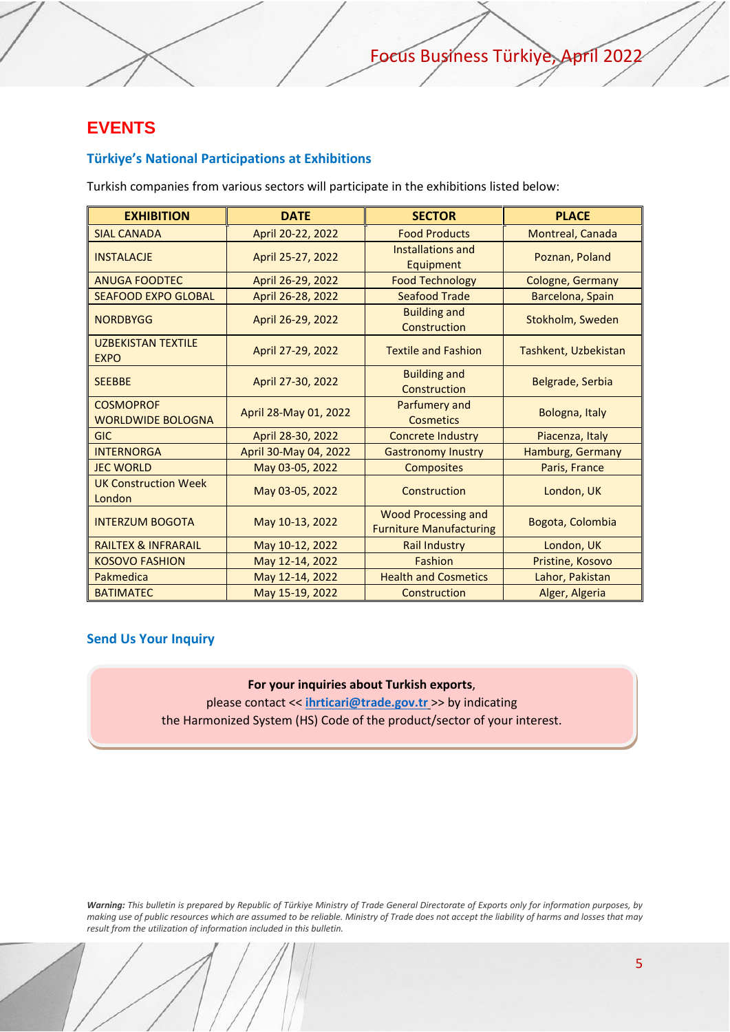# EVENTS

## Türkiye's National Participations at Exhibitions

Turkish companies from various sectors will participate in the exhibitions listed below:

| EXHIBITION | DATE | SECTOR | PLACE |
|---|---|---|---|
| SIAL CANADA | April 20-22, 2022 | Food Products | Montreal, Canada |
| INSTALACJE | April 25-27, 2022 | Installations and Equipment | Poznan, Poland |
| ANUGA FOODTEC | April 26-29, 2022 | Food Technology | Cologne, Germany |
| SEAFOOD EXPO GLOBAL | April 26-28, 2022 | Seafood Trade | Barcelona, Spain |
| NORDBYGG | April 26-29, 2022 | Building and Construction | Stokholm, Sweden |
| UZBEKISTAN TEXTILE EXPO | April 27-29, 2022 | Textile and Fashion | Tashkent, Uzbekistan |
| SEEBBE | April 27-30, 2022 | Building and Construction | Belgrade, Serbia |
| COSMOPROF WORLDWIDE BOLOGNA | April 28-May 01, 2022 | Parfumery and Cosmetics | Bologna, Italy |
| GIC | April 28-30, 2022 | Concrete Industry | Piacenza, Italy |
| INTERNORGA | April 30-May 04, 2022 | Gastronomy Inustry | Hamburg, Germany |
| JEC WORLD | May 03-05, 2022 | Composites | Paris, France |
| UK Construction Week London | May 03-05, 2022 | Construction | London, UK |
| INTERZUM BOGOTA | May 10-13, 2022 | Wood Processing and Furniture Manufacturing | Bogota, Colombia |
| RAILTEX & INFRARAIL | May 10-12, 2022 | Rail Industry | London, UK |
| KOSOVO FASHION | May 12-14, 2022 | Fashion | Pristine, Kosovo |
| Pakmedica | May 12-14, 2022 | Health and Cosmetics | Lahor, Pakistan |
| BATIMATEC | May 15-19, 2022 | Construction | Alger, Algeria |

## Send Us Your Inquiry

**For your inquiries about Turkish exports**,
please contact << **ihrticari@trade.gov.tr** >> by indicating
the Harmonized System (HS) Code of the product/sector of your interest.

***Warning:*** *This bulletin is prepared by Republic of Türkiye Ministry of Trade General Directorate of Exports only for information purposes, by making use of public resources which are assumed to be reliable. Ministry of Trade does not accept the liability of harms and losses that may result from the utilization of information included in this bulletin.*